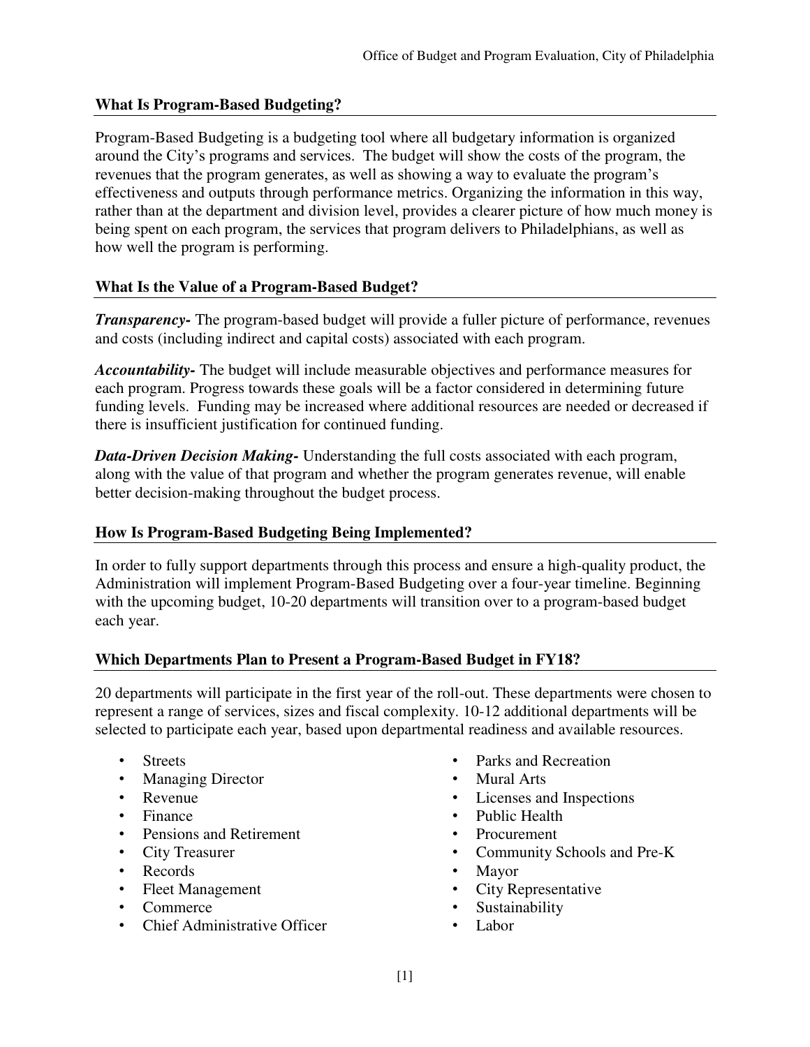## What Is Program-Based Budgeting?

Program-Based Budgeting is a budgeting tool where all budgetary information is organized around the City's programs and services. The budget will show the costs of the program, the revenues that the program generates, as well as showing a way to evaluate the program's effectiveness and outputs through performance metrics. Organizing the information in this way, rather than at the department and division level, provides a clearer picture of how much money is being spent on each program, the services that program delivers to Philadelphians, as well as how well the program is performing.

## What Is the Value of a Program-Based Budget?

***Transparency-*** The program-based budget will provide a fuller picture of performance, revenues and costs (including indirect and capital costs) associated with each program.

***Accountability-*** The budget will include measurable objectives and performance measures for each program. Progress towards these goals will be a factor considered in determining future funding levels. Funding may be increased where additional resources are needed or decreased if there is insufficient justification for continued funding.

***Data-Driven Decision Making-*** Understanding the full costs associated with each program, along with the value of that program and whether the program generates revenue, will enable better decision-making throughout the budget process.

## How Is Program-Based Budgeting Being Implemented?

In order to fully support departments through this process and ensure a high-quality product, the Administration will implement Program-Based Budgeting over a four-year timeline. Beginning with the upcoming budget, 10-20 departments will transition over to a program-based budget each year.

## Which Departments Plan to Present a Program-Based Budget in FY18?

20 departments will participate in the first year of the roll-out. These departments were chosen to represent a range of services, sizes and fiscal complexity. 10-12 additional departments will be selected to participate each year, based upon departmental readiness and available resources.

- Streets
- Managing Director
- Revenue
- Finance
- Pensions and Retirement
- City Treasurer
- Records
- Fleet Management
- Commerce
- Chief Administrative Officer
- Parks and Recreation
- Mural Arts
- Licenses and Inspections
- Public Health
- Procurement
- Community Schools and Pre-K
- Mayor
- City Representative
- Sustainability
- Labor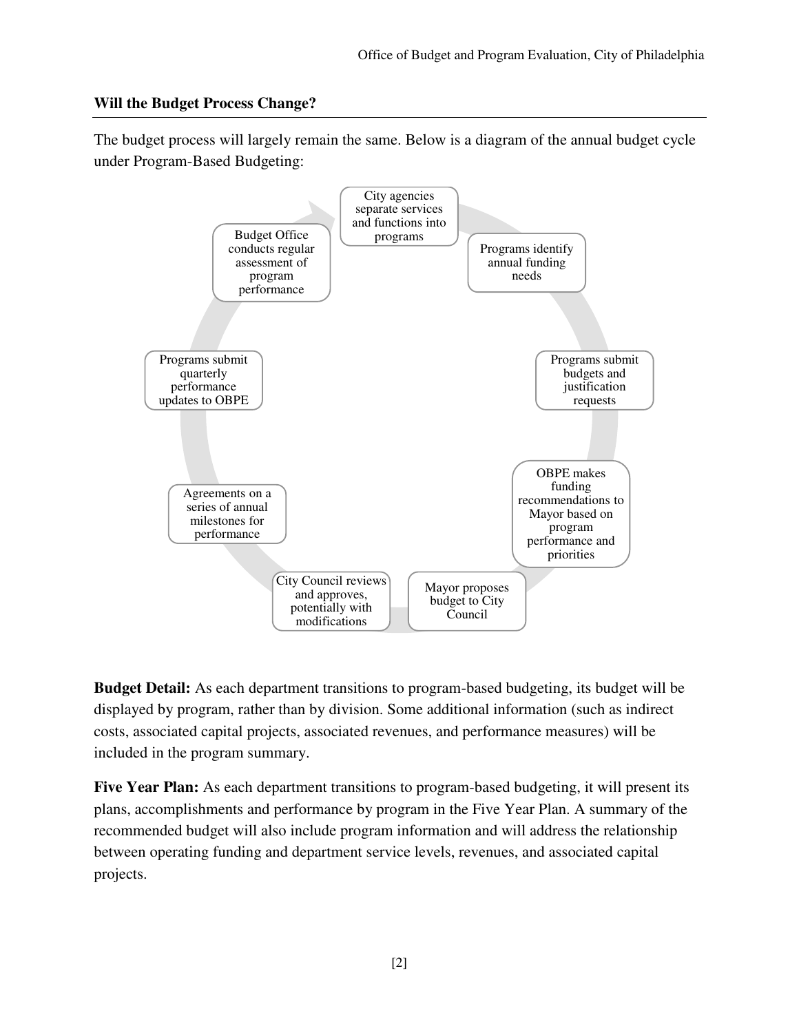## Will the Budget Process Change?

The budget process will largely remain the same. Below is a diagram of the annual budget cycle under Program-Based Budgeting:

- City agencies separate services and functions into programs
- Programs identify annual funding needs
- Programs submit budgets and justification requests
- OBPE makes funding recommendations to Mayor based on program performance and priorities
- Mayor proposes budget to City Council
- City Council reviews and approves, potentially with modifications
- Agreements on a series of annual milestones for performance
- Programs submit quarterly performance updates to OBPE
- Budget Office conducts regular assessment of program performance

**Budget Detail:** As each department transitions to program-based budgeting, its budget will be displayed by program, rather than by division. Some additional information (such as indirect costs, associated capital projects, associated revenues, and performance measures) will be included in the program summary.

**Five Year Plan:** As each department transitions to program-based budgeting, it will present its plans, accomplishments and performance by program in the Five Year Plan. A summary of the recommended budget will also include program information and will address the relationship between operating funding and department service levels, revenues, and associated capital projects.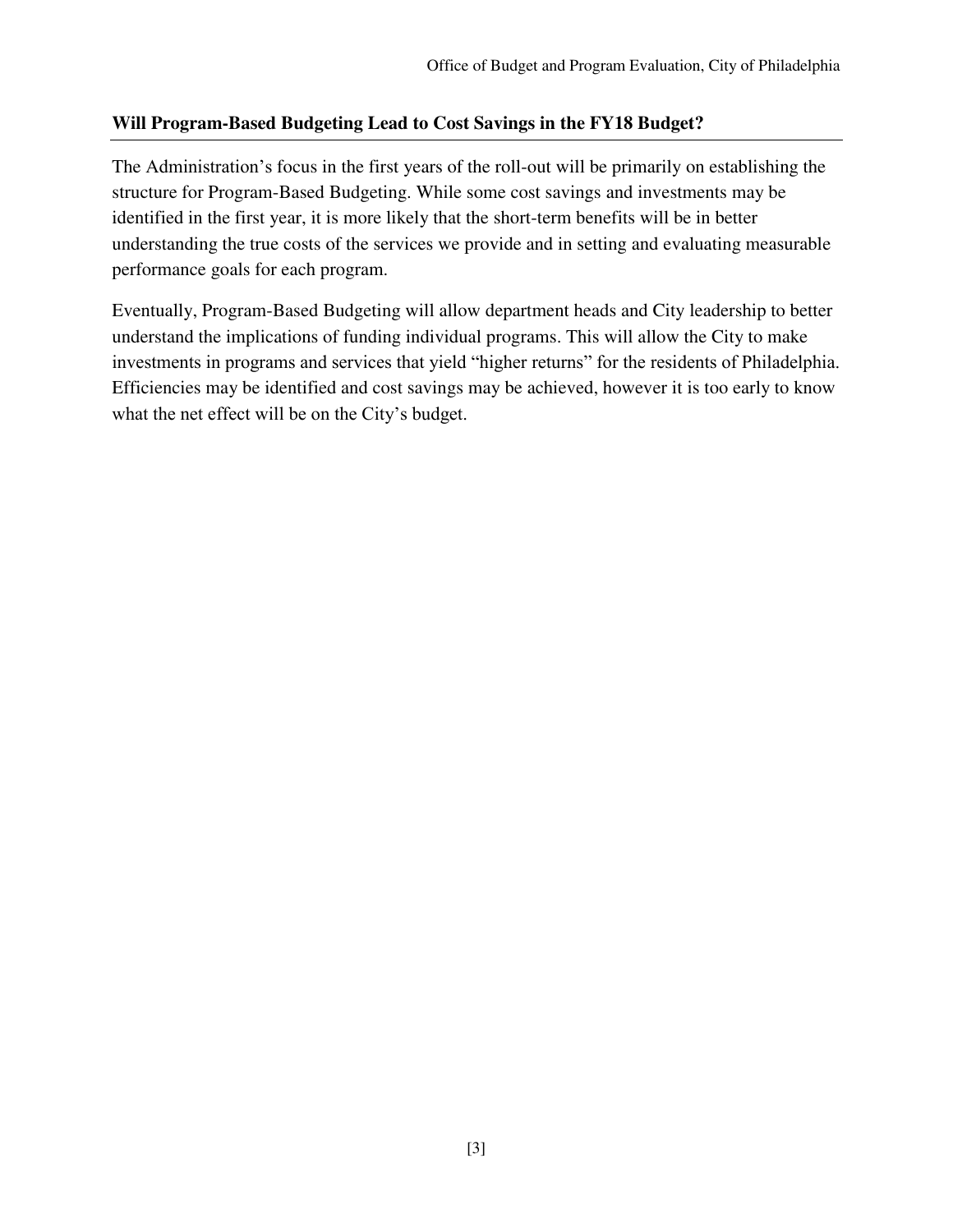### Will Program-Based Budgeting Lead to Cost Savings in the FY18 Budget?

The Administration's focus in the first years of the roll-out will be primarily on establishing the structure for Program-Based Budgeting. While some cost savings and investments may be identified in the first year, it is more likely that the short-term benefits will be in better understanding the true costs of the services we provide and in setting and evaluating measurable performance goals for each program.

Eventually, Program-Based Budgeting will allow department heads and City leadership to better understand the implications of funding individual programs. This will allow the City to make investments in programs and services that yield "higher returns" for the residents of Philadelphia. Efficiencies may be identified and cost savings may be achieved, however it is too early to know what the net effect will be on the City's budget.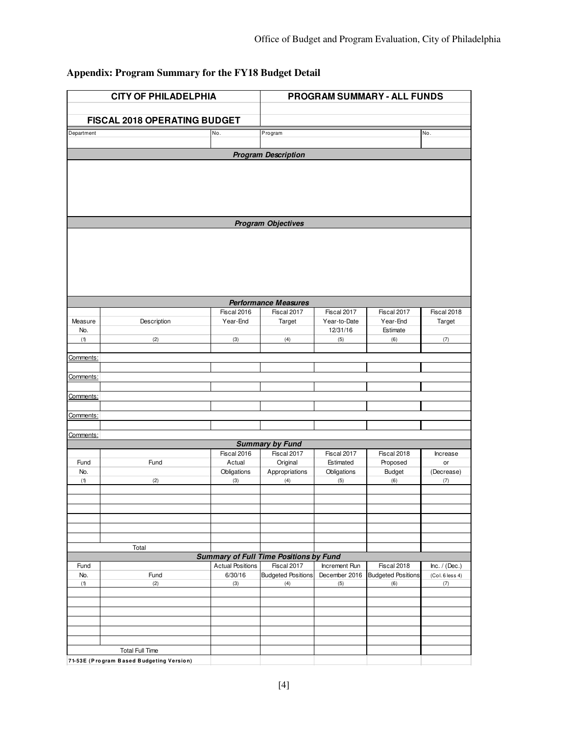## Appendix: Program Summary for the FY18 Budget Detail

| CITY OF PHILADELPHIA | | | PROGRAM SUMMARY - ALL FUNDS | | | |
|---|---|---|---|---|---|---|
| FISCAL 2018 OPERATING BUDGET | | | | | | |
| Department | | No. | Program | | | No. |
| | | | | | | |

**Program Description**

**Program Objectives**

**Performance Measures**

| Measure No. | Description | Fiscal 2016 Year-End | Fiscal 2017 Target | Fiscal 2017 Year-to-Date 12/31/16 | Fiscal 2017 Year-End Estimate | Fiscal 2018 Target |
|---|---|---|---|---|---|---|
| (1) | (2) | (3) | (4) | (5) | (6) | (7) |
| | | | | | | |
| Comments: | | | | | | |
| | | | | | | |
| Comments: | | | | | | |
| | | | | | | |
| Comments: | | | | | | |
| | | | | | | |
| Comments: | | | | | | |
| | | | | | | |
| Comments: | | | | | | |

**Summary by Fund**

| Fund No. | Fund | Fiscal 2016 Actual Obligations | Fiscal 2017 Original Appropriations | Fiscal 2017 Estimated Obligations | Fiscal 2018 Proposed Budget | Increase or (Decrease) |
|---|---|---|---|---|---|---|
| (1) | (2) | (3) | (4) | (5) | (6) | (7) |
| | | | | | | |
| | | | | | | |
| | | | | | | |
| | | | | | | |
| | | | | | | |
| | | | | | | |
| | Total | | | | | |

**Summary of Full Time Positions by Fund**

| Fund No. | Fund | Actual Positions 6/30/16 | Fiscal 2017 Budgeted Positions | Increment Run December 2016 | Fiscal 2018 Budgeted Positions | Inc. / (Dec.) (Col. 6 less 4) |
|---|---|---|---|---|---|---|
| (1) | (2) | (3) | (4) | (5) | (6) | (7) |
| | | | | | | |
| | | | | | | |
| | | | | | | |
| | | | | | | |
| | | | | | | |
| | | | | | | |
| | Total Full Time | | | | | |

71-53E (Program Based Budgeting Version)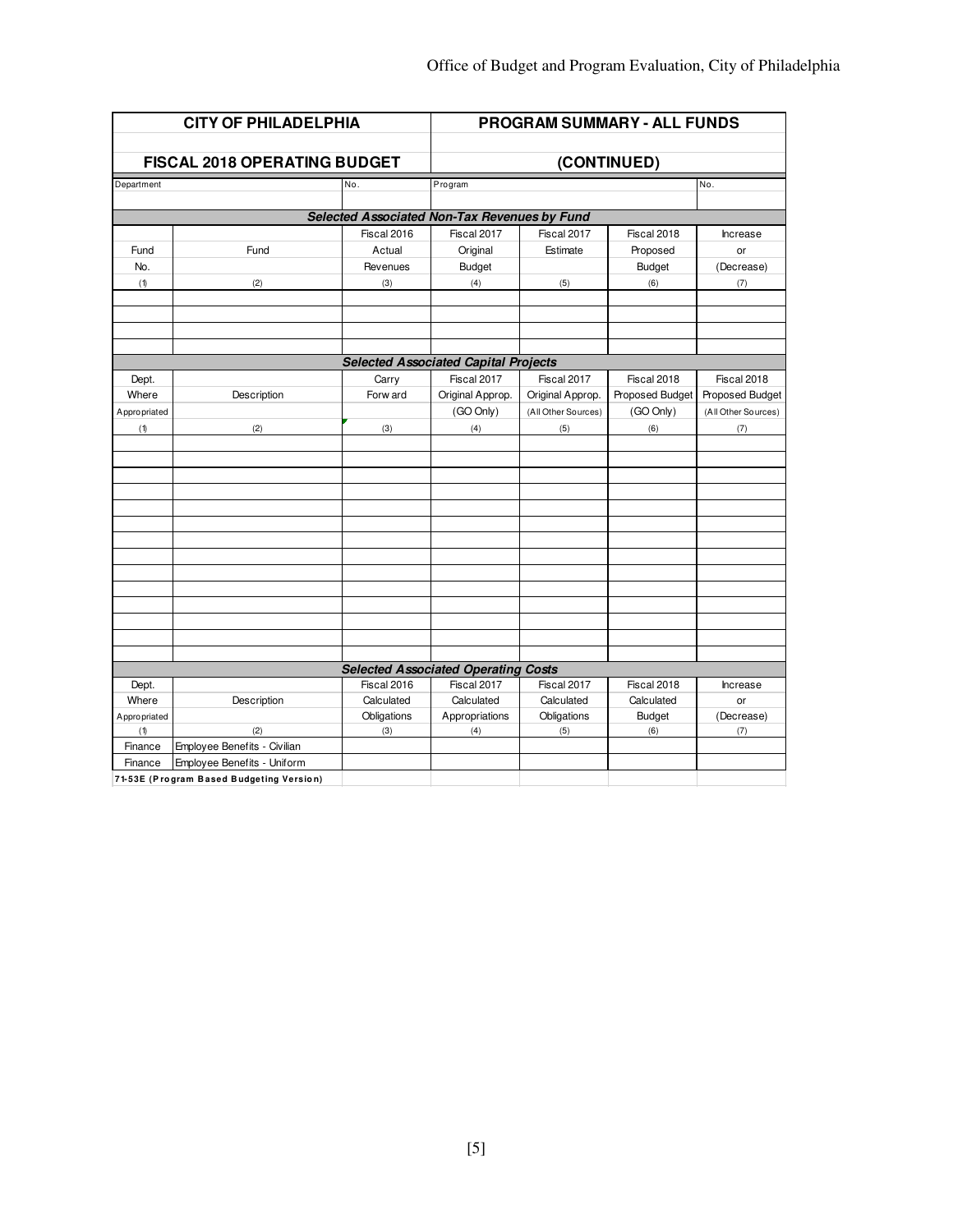| CITY OF PHILADELPHIA | | | PROGRAM SUMMARY - ALL FUNDS | | | |
|---|---|---|---|---|---|---|
| FISCAL 2018 OPERATING BUDGET | | | (CONTINUED) | | | |
| Department | | No. | Program | | | No. |
| | | | | | | |

| Selected Associated Non-Tax Revenues by Fund | | | | | | |
|---|---|---|---|---|---|---|
| Fund No. | Fund | Fiscal 2016 Actual Revenues | Fiscal 2017 Original Budget | Fiscal 2017 Estimate | Fiscal 2018 Proposed Budget | Increase or (Decrease) |
| (1) | (2) | (3) | (4) | (5) | (6) | (7) |
| | | | | | | |
| | | | | | | |
| | | | | | | |
| | | | | | | |

| Selected Associated Capital Projects | | | | | | |
|---|---|---|---|---|---|---|
| Dept. Where Appropriated | Description | Carry Forward | Fiscal 2017 Original Approp. (GO Only) | Fiscal 2017 Original Approp. (All Other Sources) | Fiscal 2018 Proposed Budget (GO Only) | Fiscal 2018 Proposed Budget (All Other Sources) |
| (1) | (2) | (3) | (4) | (5) | (6) | (7) |
| | | | | | | |
| | | | | | | |
| | | | | | | |
| | | | | | | |
| | | | | | | |
| | | | | | | |
| | | | | | | |
| | | | | | | |
| | | | | | | |
| | | | | | | |
| | | | | | | |
| | | | | | | |
| | | | | | | |
| | | | | | | |

| Selected Associated Operating Costs | | | | | | |
|---|---|---|---|---|---|---|
| Dept. Where Appropriated | Description | Fiscal 2016 Calculated Obligations | Fiscal 2017 Calculated Appropriations | Fiscal 2017 Calculated Obligations | Fiscal 2018 Calculated Budget | Increase or (Decrease) |
| (1) | (2) | (3) | (4) | (5) | (6) | (7) |
| Finance | Employee Benefits - Civilian | | | | | |
| Finance | Employee Benefits - Uniform | | | | | |

71-53E (Program Based Budgeting Version)